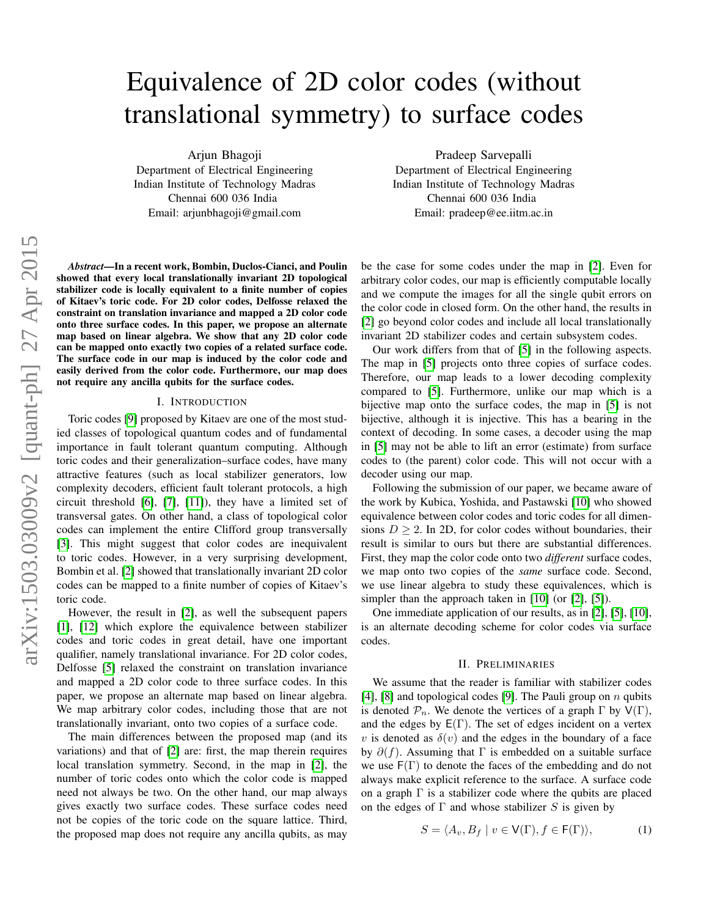# Equivalence of 2D color codes (without translational symmetry) to surface codes

Arjun Bhagoji
Department of Electrical Engineering
Indian Institute of Technology Madras
Chennai 600 036 India
Email: arjunbhagoji@gmail.com

Pradeep Sarvepalli
Department of Electrical Engineering
Indian Institute of Technology Madras
Chennai 600 036 India
Email: pradeep@ee.iitm.ac.in

***Abstract*—In a recent work, Bombin, Duclos-Cianci, and Poulin showed that every local translationally invariant 2D topological stabilizer code is locally equivalent to a finite number of copies of Kitaev's toric code. For 2D color codes, Delfosse relaxed the constraint on translation invariance and mapped a 2D color code onto three surface codes. In this paper, we propose an alternate map based on linear algebra. We show that any 2D color code can be mapped onto exactly two copies of a related surface code. The surface code in our map is induced by the color code and easily derived from the color code. Furthermore, our map does not require any ancilla qubits for the surface codes.**

## I. Introduction

Toric codes [9] proposed by Kitaev are one of the most studied classes of topological quantum codes and of fundamental importance in fault tolerant quantum computing. Although toric codes and their generalization–surface codes, have many attractive features (such as local stabilizer generators, low complexity decoders, efficient fault tolerant protocols, a high circuit threshold [6], [7], [11]), they have a limited set of transversal gates. On other hand, a class of topological color codes can implement the entire Clifford group transversally [3]. This might suggest that color codes are inequivalent to toric codes. However, in a very surprising development, Bombin et al. [2] showed that translationally invariant 2D color codes can be mapped to a finite number of copies of Kitaev's toric code.

However, the result in [2], as well the subsequent papers [1], [12] which explore the equivalence between stabilizer codes and toric codes in great detail, have one important qualifier, namely translational invariance. For 2D color codes, Delfosse [5] relaxed the constraint on translation invariance and mapped a 2D color code to three surface codes. In this paper, we propose an alternate map based on linear algebra. We map arbitrary color codes, including those that are not translationally invariant, onto two copies of a surface code.

The main differences between the proposed map (and its variations) and that of [2] are: first, the map therein requires local translation symmetry. Second, in the map in [2], the number of toric codes onto which the color code is mapped need not always be two. On the other hand, our map always gives exactly two surface codes. These surface codes need not be copies of the toric code on the square lattice. Third, the proposed map does not require any ancilla qubits, as may be the case for some codes under the map in [2]. Even for arbitrary color codes, our map is efficiently computable locally and we compute the images for all the single qubit errors on the color code in closed form. On the other hand, the results in [2] go beyond color codes and include all local translationally invariant 2D stabilizer codes and certain subsystem codes.

Our work differs from that of [5] in the following aspects. The map in [5] projects onto three copies of surface codes. Therefore, our map leads to a lower decoding complexity compared to [5]. Furthermore, unlike our map which is a bijective map onto the surface codes, the map in [5] is not bijective, although it is injective. This has a bearing in the context of decoding. In some cases, a decoder using the map in [5] may not be able to lift an error (estimate) from surface codes to (the parent) color code. This will not occur with a decoder using our map.

Following the submission of our paper, we became aware of the work by Kubica, Yoshida, and Pastawski [10] who showed equivalence between color codes and toric codes for all dimensions $D \geq 2$. In 2D, for color codes without boundaries, their result is similar to ours but there are substantial differences. First, they map the color code onto two *different* surface codes, we map onto two copies of the *same* surface code. Second, we use linear algebra to study these equivalences, which is simpler than the approach taken in [10] (or [2], [5]).

One immediate application of our results, as in [2], [5], [10], is an alternate decoding scheme for color codes via surface codes.

## II. Preliminaries

We assume that the reader is familiar with stabilizer codes [4], [8] and topological codes [9]. The Pauli group on $n$ qubits is denoted $\mathcal{P}_n$. We denote the vertices of a graph $\Gamma$ by $\mathsf{V}(\Gamma)$, and the edges by $\mathsf{E}(\Gamma)$. The set of edges incident on a vertex $v$ is denoted as $\delta(v)$ and the edges in the boundary of a face by $\partial(f)$. Assuming that $\Gamma$ is embedded on a suitable surface we use $\mathsf{F}(\Gamma)$ to denote the faces of the embedding and do not always make explicit reference to the surface. A surface code on a graph $\Gamma$ is a stabilizer code where the qubits are placed on the edges of $\Gamma$ and whose stabilizer $S$ is given by

$$S = \langle A_v, B_f \mid v \in \mathsf{V}(\Gamma), f \in \mathsf{F}(\Gamma) \rangle, \tag{1}$$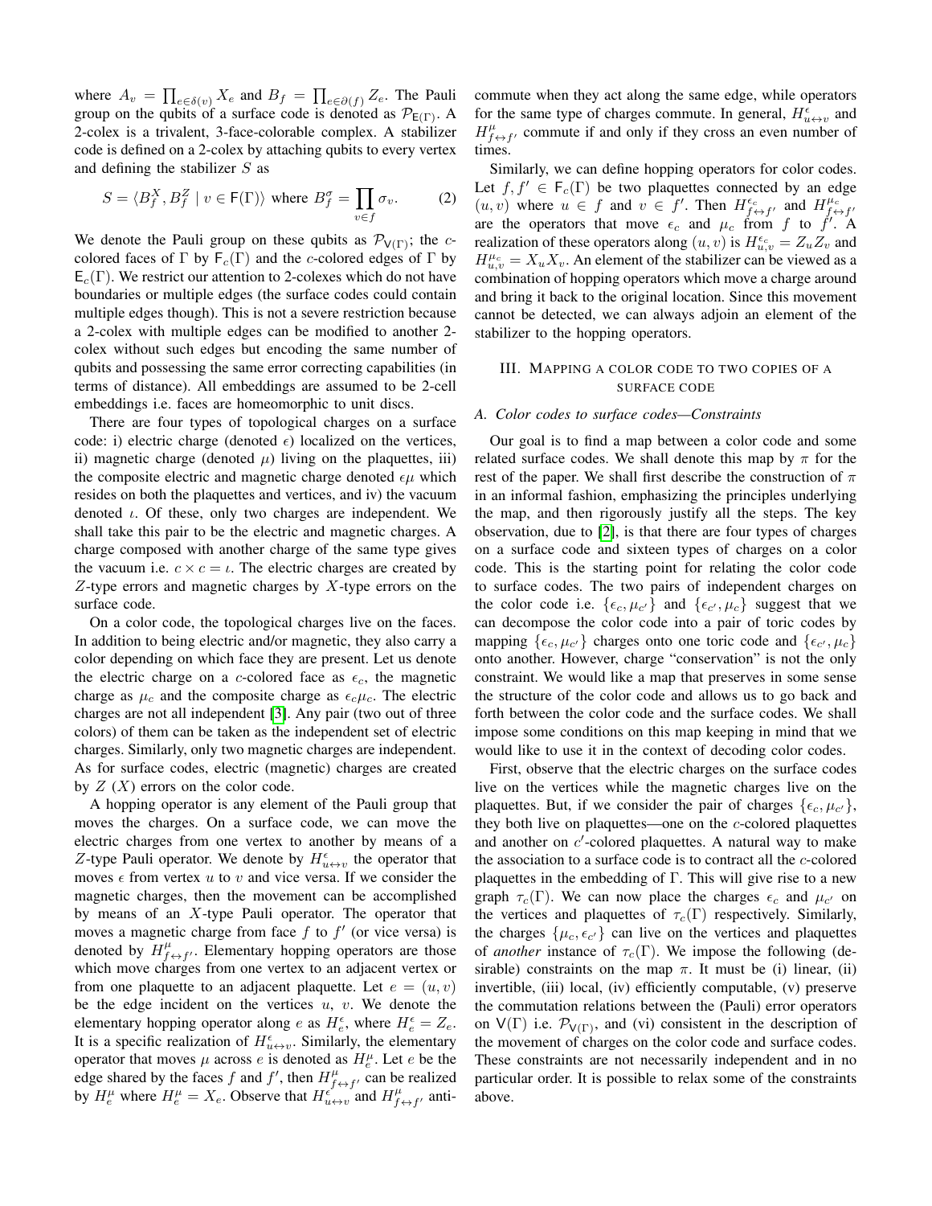where $A_v = \prod_{e \in \delta(v)} X_e$ and $B_f = \prod_{e \in \partial(f)} Z_e$. The Pauli group on the qubits of a surface code is denoted as $\mathcal{P}_{\mathsf{E}(\Gamma)}$. A 2-colex is a trivalent, 3-face-colorable complex. A stabilizer code is defined on a 2-colex by attaching qubits to every vertex and defining the stabilizer $S$ as

$$S = \langle B_f^X, B_f^Z \mid v \in \mathsf{F}(\Gamma) \rangle \text{ where } B_f^\sigma = \prod_{v \in f} \sigma_v. \tag{2}$$

We denote the Pauli group on these qubits as $\mathcal{P}_{\mathsf{V}(\Gamma)}$; the $c$-colored faces of $\Gamma$ by $\mathsf{F}_c(\Gamma)$ and the $c$-colored edges of $\Gamma$ by $\mathsf{E}_c(\Gamma)$. We restrict our attention to 2-colexes which do not have boundaries or multiple edges (the surface codes could contain multiple edges though). This is not a severe restriction because a 2-colex with multiple edges can be modified to another 2-colex without such edges but encoding the same number of qubits and possessing the same error correcting capabilities (in terms of distance). All embeddings are assumed to be 2-cell embeddings i.e. faces are homeomorphic to unit discs.

There are four types of topological charges on a surface code: i) electric charge (denoted $\epsilon$) localized on the vertices, ii) magnetic charge (denoted $\mu$) living on the plaquettes, iii) the composite electric and magnetic charge denoted $\epsilon\mu$ which resides on both the plaquettes and vertices, and iv) the vacuum denoted $\iota$. Of these, only two charges are independent. We shall take this pair to be the electric and magnetic charges. A charge composed with another charge of the same type gives the vacuum i.e. $c \times c = \iota$. The electric charges are created by $Z$-type errors and magnetic charges by $X$-type errors on the surface code.

On a color code, the topological charges live on the faces. In addition to being electric and/or magnetic, they also carry a color depending on which face they are present. Let us denote the electric charge on a $c$-colored face as $\epsilon_c$, the magnetic charge as $\mu_c$ and the composite charge as $\epsilon_c\mu_c$. The electric charges are not all independent [3]. Any pair (two out of three colors) of them can be taken as the independent set of electric charges. Similarly, only two magnetic charges are independent. As for surface codes, electric (magnetic) charges are created by $Z$ ($X$) errors on the color code.

A hopping operator is any element of the Pauli group that moves the charges. On a surface code, we can move the electric charges from one vertex to another by means of a $Z$-type Pauli operator. We denote by $H^\epsilon_{u\leftrightarrow v}$ the operator that moves $\epsilon$ from vertex $u$ to $v$ and vice versa. If we consider the magnetic charges, then the movement can be accomplished by means of an $X$-type Pauli operator. The operator that moves a magnetic charge from face $f$ to $f'$ (or vice versa) is denoted by $H^\mu_{f\leftrightarrow f'}$. Elementary hopping operators are those which move charges from one vertex to an adjacent vertex or from one plaquette to an adjacent plaquette. Let $e = (u, v)$ be the edge incident on the vertices $u$, $v$. We denote the elementary hopping operator along $e$ as $H^\epsilon_e$, where $H^\epsilon_e = Z_e$. It is a specific realization of $H^\epsilon_{u\leftrightarrow v}$. Similarly, the elementary operator that moves $\mu$ across $e$ is denoted as $H^\mu_e$. Let $e$ be the edge shared by the faces $f$ and $f'$, then $H^\mu_{f\leftrightarrow f'}$ can be realized by $H^\mu_e$ where $H^\mu_e = X_e$. Observe that $H^\epsilon_{u\leftrightarrow v}$ and $H^\mu_{f\leftrightarrow f'}$ anti-commute when they act along the same edge, while operators for the same type of charges commute. In general, $H^\epsilon_{u\leftrightarrow v}$ and $H^\mu_{f\leftrightarrow f'}$ commute if and only if they cross an even number of times.

Similarly, we can define hopping operators for color codes. Let $f, f' \in \mathsf{F}_c(\Gamma)$ be two plaquettes connected by an edge $(u, v)$ where $u \in f$ and $v \in f'$. Then $H^{\epsilon_c}_{f\leftrightarrow f'}$ and $H^{\mu_c}_{f\leftrightarrow f'}$ are the operators that move $\epsilon_c$ and $\mu_c$ from $f$ to $f'$. A realization of these operators along $(u, v)$ is $H^{\epsilon_c}_{u,v} = Z_u Z_v$ and $H^{\mu_c}_{u,v} = X_u X_v$. An element of the stabilizer can be viewed as a combination of hopping operators which move a charge around and bring it back to the original location. Since this movement cannot be detected, we can always adjoin an element of the stabilizer to the hopping operators.

## III. Mapping a color code to two copies of a surface code

### A. Color codes to surface codes—Constraints

Our goal is to find a map between a color code and some related surface codes. We shall denote this map by $\pi$ for the rest of the paper. We shall first describe the construction of $\pi$ in an informal fashion, emphasizing the principles underlying the map, and then rigorously justify all the steps. The key observation, due to [2], is that there are four types of charges on a surface code and sixteen types of charges on a color code. This is the starting point for relating the color code to surface codes. The two pairs of independent charges on the color code i.e. $\{\epsilon_c, \mu_{c'}\}$ and $\{\epsilon_{c'}, \mu_c\}$ suggest that we can decompose the color code into a pair of toric codes by mapping $\{\epsilon_c, \mu_{c'}\}$ charges onto one toric code and $\{\epsilon_{c'}, \mu_c\}$ onto another. However, charge "conservation" is not the only constraint. We would like a map that preserves in some sense the structure of the color code and allows us to go back and forth between the color code and the surface codes. We shall impose some conditions on this map keeping in mind that we would like to use it in the context of decoding color codes.

First, observe that the electric charges on the surface codes live on the vertices while the magnetic charges live on the plaquettes. But, if we consider the pair of charges $\{\epsilon_c, \mu_{c'}\}$, they both live on plaquettes—one on the $c$-colored plaquettes and another on $c'$-colored plaquettes. A natural way to make the association to a surface code is to contract all the $c$-colored plaquettes in the embedding of $\Gamma$. This will give rise to a new graph $\tau_c(\Gamma)$. We can now place the charges $\epsilon_c$ and $\mu_{c'}$ on the vertices and plaquettes of $\tau_c(\Gamma)$ respectively. Similarly, the charges $\{\mu_c, \epsilon_{c'}\}$ can live on the vertices and plaquettes of *another* instance of $\tau_c(\Gamma)$. We impose the following (desirable) constraints on the map $\pi$. It must be (i) linear, (ii) invertible, (iii) local, (iv) efficiently computable, (v) preserve the commutation relations between the (Pauli) error operators on $\mathsf{V}(\Gamma)$ i.e. $\mathcal{P}_{\mathsf{V}(\Gamma)}$, and (vi) consistent in the description of the movement of charges on the color code and surface codes. These constraints are not necessarily independent and in no particular order. It is possible to relax some of the constraints above.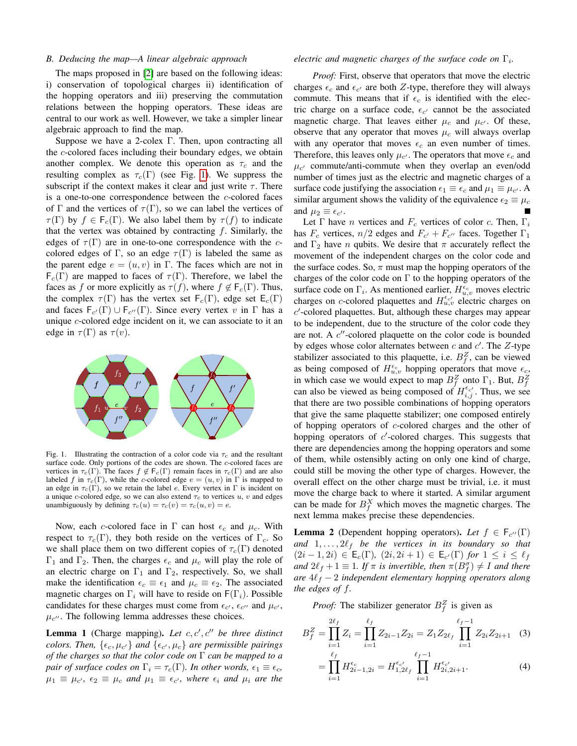### B. Deducing the map—A linear algebraic approach

The maps proposed in [2] are based on the following ideas: i) conservation of topological charges ii) identification of the hopping operators and iii) preserving the commutation relations between the hopping operators. These ideas are central to our work as well. However, we take a simpler linear algebraic approach to find the map.

Suppose we have a 2-colex $\Gamma$. Then, upon contracting all the $c$-colored faces including their boundary edges, we obtain another complex. We denote this operation as $\tau_c$ and the resulting complex as $\tau_c(\Gamma)$ (see Fig. 1). We suppress the subscript if the context makes it clear and just write $\tau$. There is a one-to-one correspondence between the $c$-colored faces of $\Gamma$ and the vertices of $\tau(\Gamma)$, so we can label the vertices of $\tau(\Gamma)$ by $f \in \mathsf{F}_c(\Gamma)$. We also label them by $\tau(f)$ to indicate that the vertex was obtained by contracting $f$. Similarly, the edges of $\tau(\Gamma)$ are in one-to-one correspondence with the $c$-colored edges of $\Gamma$, so an edge $\tau(\Gamma)$ is labeled the same as the parent edge $e = (u, v)$ in $\Gamma$. The faces which are not in $\mathsf{F}_c(\Gamma)$ are mapped to faces of $\tau(\Gamma)$. Therefore, we label the faces as $f$ or more explicitly as $\tau(f)$, where $f \notin \mathsf{F}_c(\Gamma)$. Thus, the complex $\tau(\Gamma)$ has the vertex set $\mathsf{F}_c(\Gamma)$, edge set $\mathsf{E}_c(\Gamma)$ and faces $\mathsf{F}_{c'}(\Gamma) \cup \mathsf{F}_{c''}(\Gamma)$. Since every vertex $v$ in $\Gamma$ has a unique $c$-colored edge incident on it, we can associate to it an edge in $\tau(\Gamma)$ as $\tau(v)$.

Fig. 1. Illustrating the contraction of a color code via $\tau_c$ and the resultant surface code. Only portions of the codes are shown. The $c$-colored faces are vertices in $\tau_c(\Gamma)$. The faces $f \notin \mathsf{F}_c(\Gamma)$ remain faces in $\tau_c(\Gamma)$ and are also labeled $f$ in $\tau_c(\Gamma)$, while the $c$-colored edge $e = (u, v)$ in $\Gamma$ is mapped to an edge in $\tau_c(\Gamma)$, so we retain the label $e$. Every vertex in $\Gamma$ is incident on a unique $c$-colored edge, so we can also extend $\tau_c$ to vertices $u$, $v$ and edges unambiguously by defining $\tau_c(u) = \tau_c(v) = \tau_c(u, v) = e$.

Now, each $c$-colored face in $\Gamma$ can host $\epsilon_c$ and $\mu_c$. With respect to $\tau_c(\Gamma)$, they both reside on the vertices of $\Gamma_c$. So we shall place them on two different copies of $\tau_c(\Gamma)$ denoted $\Gamma_1$ and $\Gamma_2$. Then, the charges $\epsilon_c$ and $\mu_c$ will play the role of an electric charge on $\Gamma_1$ and $\Gamma_2$, respectively. So, we shall make the identification $\epsilon_c \equiv \epsilon_1$ and $\mu_c \equiv \epsilon_2$. The associated magnetic charges on $\Gamma_i$ will have to reside on $\mathsf{F}(\Gamma_i)$. Possible candidates for these charges must come from $\epsilon_{c'}$, $\epsilon_{c''}$ and $\mu_{c'}$, $\mu_{c''}$. The following lemma addresses these choices.

**Lemma 1** (Charge mapping). *Let $c, c', c''$ be three distinct colors. Then, $\{\epsilon_c, \mu_{c'}\}$ and $\{\epsilon_{c'}, \mu_c\}$ are permissible pairings of the charges so that the color code on $\Gamma$ can be mapped to a pair of surface codes on $\Gamma_i = \tau_c(\Gamma)$. In other words, $\epsilon_1 \equiv \epsilon_c$, $\mu_1 \equiv \mu_{c'}$, $\epsilon_2 \equiv \mu_c$ and $\mu_1 \equiv \epsilon_{c'}$, where $\epsilon_i$ and $\mu_i$ are the electric and magnetic charges of the surface code on $\Gamma_i$.*

*Proof:* First, observe that operators that move the electric charges $\epsilon_c$ and $\epsilon_{c'}$ are both $Z$-type, therefore they will always commute. This means that if $\epsilon_c$ is identified with the electric charge on a surface code, $\epsilon_{c'}$ cannot be the associated magnetic charge. That leaves either $\mu_c$ and $\mu_{c'}$. Of these, observe that any operator that moves $\mu_c$ will always overlap with any operator that moves $\epsilon_c$ an even number of times. Therefore, this leaves only $\mu_{c'}$. The operators that move $\epsilon_c$ and $\mu_{c'}$ commute/anti-commute when they overlap an even/odd number of times just as the electric and magnetic charges of a surface code justifying the association $\epsilon_1 \equiv \epsilon_c$ and $\mu_1 \equiv \mu_{c'}$. A similar argument shows the validity of the equivalence $\epsilon_2 \equiv \mu_c$ and $\mu_2 \equiv \epsilon_{c'}$. ∎

Let $\Gamma$ have $n$ vertices and $F_c$ vertices of color $c$. Then, $\Gamma_i$ has $F_c$ vertices, $n/2$ edges and $F_{c'} + F_{c''}$ faces. Together $\Gamma_1$ and $\Gamma_2$ have $n$ qubits. We desire that $\pi$ accurately reflect the movement of the independent charges on the color code and the surface codes. So, $\pi$ must map the hopping operators of the charges of the color code on $\Gamma$ to the hopping operators of the surface code on $\Gamma_i$. As mentioned earlier, $H^{\epsilon_c}_{u,v}$ moves electric charges on $c$-colored plaquettes and $H^{\epsilon_{c'}}_{u,v}$ electric charges on $c'$-colored plaquettes. But, although these charges may appear to be independent, due to the structure of the color code they are not. A $c''$-colored plaquette on the color code is bounded by edges whose color alternates between $c$ and $c'$. The $Z$-type stabilizer associated to this plaquette, i.e. $B^Z_f$, can be viewed as being composed of $H^{\epsilon_c}_{u,v}$ hopping operators that move $\epsilon_c$, in which case we would expect to map $B^Z_f$ onto $\Gamma_1$. But, $B^Z_f$ can also be viewed as being composed of $H^{\epsilon_{c'}}_{i,j}$. Thus, we see that there are two possible combinations of hopping operators that give the same plaquette stabilizer; one composed entirely of hopping operators of $c$-colored charges and the other of hopping operators of $c'$-colored charges. This suggests that there are dependencies among the hopping operators and some of them, while ostensibly acting on only one kind of charge, could still be moving the other type of charges. However, the overall effect on the other charge must be trivial, i.e. it must move the charge back to where it started. A similar argument can be made for $B^X_f$ which moves the magnetic charges. The next lemma makes precise these dependencies.

**Lemma 2** (Dependent hopping operators). *Let $f \in \mathsf{F}_{c''}(\Gamma)$ and $1, \ldots, 2\ell_f$ be the vertices in its boundary so that $(2i-1, 2i) \in \mathsf{E}_c(\Gamma)$, $(2i, 2i+1) \in \mathsf{E}_{c'}(\Gamma)$ for $1 \leq i \leq \ell_f$ and $2\ell_f + 1 \equiv 1$. If $\pi$ is invertible, then $\pi(B^\sigma_f) \neq I$ and there are $4\ell_f - 2$ independent elementary hopping operators along the edges of $f$.*

*Proof:* The stabilizer generator $B^Z_f$ is given as

$$B^Z_f = \prod_{i=1}^{2\ell_f} Z_i = \prod_{i=1}^{\ell_f} Z_{2i-1} Z_{2i} = Z_1 Z_{2\ell_f} \prod_{i=1}^{\ell_f - 1} Z_{2i} Z_{2i+1} \quad (3)$$

$$= \prod_{i=1}^{\ell_f} H^{\epsilon_c}_{2i-1,2i} = H^{\epsilon_{c'}}_{1,2\ell_f} \prod_{i=1}^{\ell_f - 1} H^{\epsilon_{c'}}_{2i,2i+1}. \quad (4)$$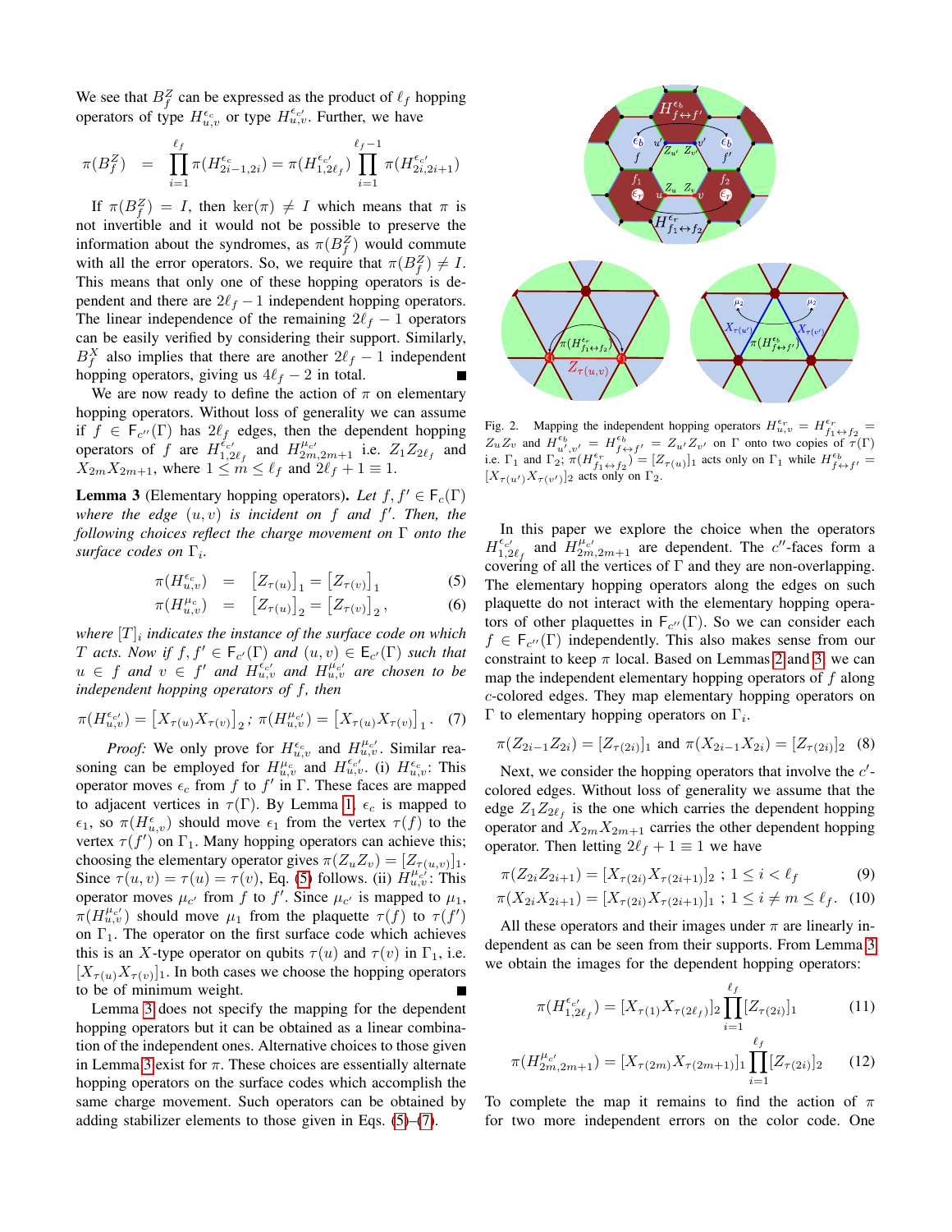We see that $B_f^Z$ can be expressed as the product of $\ell_f$ hopping operators of type $H_{u,v}^{\epsilon_c}$ or type $H_{u,v}^{\epsilon_{c'}}$. Further, we have

$$\pi(B_f^Z) = \prod_{i=1}^{\ell_f} \pi(H_{2i-1,2i}^{\epsilon_c}) = \pi(H_{1,2\ell_f}^{\epsilon_{c'}}) \prod_{i=1}^{\ell_f - 1} \pi(H_{2i,2i+1}^{\epsilon_{c'}})$$

If $\pi(B_f^Z) = I$, then $\ker(\pi) \neq I$ which means that $\pi$ is not invertible and it would not be possible to preserve the information about the syndromes, as $\pi(B_f^Z)$ would commute with all the error operators. So, we require that $\pi(B_f^Z) \neq I$. This means that only one of these hopping operators is dependent and there are $2\ell_f - 1$ independent hopping operators. The linear independence of the remaining $2\ell_f - 1$ operators can be easily verified by considering their support. Similarly, $B_f^X$ also implies that there are another $2\ell_f - 1$ independent hopping operators, giving us $4\ell_f - 2$ in total. ∎

We are now ready to define the action of $\pi$ on elementary hopping operators. Without loss of generality we can assume if $f \in \mathsf{F}_{c''}(\Gamma)$ has $2\ell_f$ edges, then the dependent hopping operators of $f$ are $H_{1,2\ell_f}^{\epsilon_{c'}}$ and $H_{2m,2m+1}^{\mu_{c'}}$ i.e. $Z_1 Z_{2\ell_f}$ and $X_{2m} X_{2m+1}$, where $1 \leq m \leq \ell_f$ and $2\ell_f + 1 \equiv 1$.

**Lemma 3** (Elementary hopping operators). *Let $f, f' \in \mathsf{F}_c(\Gamma)$ where the edge $(u, v)$ is incident on $f$ and $f'$. Then, the following choices reflect the charge movement on $\Gamma$ onto the surface codes on $\Gamma_i$.*

$$\pi(H_{u,v}^{\epsilon_c}) = \left[Z_{\tau(u)}\right]_1 = \left[Z_{\tau(v)}\right]_1 \quad (5)$$

$$\pi(H_{u,v}^{\mu_c}) = \left[Z_{\tau(u)}\right]_2 = \left[Z_{\tau(v)}\right]_2, \quad (6)$$

*where $[T]_i$ indicates the instance of the surface code on which $T$ acts. Now if $f, f' \in \mathsf{F}_{c'}(\Gamma)$ and $(u, v) \in \mathsf{E}_{c'}(\Gamma)$ such that $u \in f$ and $v \in f'$ and $H_{u,v}^{\epsilon_{c'}}$ and $H_{u,v}^{\mu_{c'}}$ are chosen to be independent hopping operators of $f$, then*

$$\pi(H_{u,v}^{\epsilon_{c'}}) = \left[X_{\tau(u)} X_{\tau(v)}\right]_2;\ \pi(H_{u,v}^{\mu_{c'}}) = \left[X_{\tau(u)} X_{\tau(v)}\right]_1. \quad (7)$$

*Proof:* We only prove for $H_{u,v}^{\epsilon_c}$ and $H_{u,v}^{\mu_{c'}}$. Similar reasoning can be employed for $H_{u,v}^{\mu_c}$ and $H_{u,v}^{\epsilon_{c'}}$. (i) $H_{u,v}^{\epsilon_c}$: This operator moves $\epsilon_c$ from $f$ to $f'$ in $\Gamma$. These faces are mapped to adjacent vertices in $\tau(\Gamma)$. By Lemma 1, $\epsilon_c$ is mapped to $\epsilon_1$, so $\pi(H_{u,v}^{\epsilon})$ should move $\epsilon_1$ from the vertex $\tau(f)$ to the vertex $\tau(f')$ on $\Gamma_1$. Many hopping operators can achieve this; choosing the elementary operator gives $\pi(Z_u Z_v) = [Z_{\tau(u,v)}]_1$. Since $\tau(u, v) = \tau(u) = \tau(v)$, Eq. (5) follows. (ii) $H_{u,v}^{\mu_{c'}}$: This operator moves $\mu_{c'}$ from $f$ to $f'$. Since $\mu_{c'}$ is mapped to $\mu_1$, $\pi(H_{u,v}^{\mu_{c'}})$ should move $\mu_1$ from the plaquette $\tau(f)$ to $\tau(f')$ on $\Gamma_1$. The operator on the first surface code which achieves this is an $X$-type operator on qubits $\tau(u)$ and $\tau(v)$ in $\Gamma_1$, i.e. $[X_{\tau(u)} X_{\tau(v)}]_1$. In both cases we choose the hopping operators to be of minimum weight. ∎

Lemma 3 does not specify the mapping for the dependent hopping operators but it can be obtained as a linear combination of the independent ones. Alternative choices to those given in Lemma 3 exist for $\pi$. These choices are essentially alternate hopping operators on the surface codes which accomplish the same charge movement. Such operators can be obtained by adding stabilizer elements to those given in Eqs. (5)–(7).

Fig. 2. Mapping the independent hopping operators $H_{u,v}^{\epsilon_r} = H_{f_1 \leftrightarrow f_2}^{\epsilon_r} = Z_u Z_v$ and $H_{u',v'}^{\epsilon_b} = H_{f \leftrightarrow f'}^{\epsilon_b} = Z_{u'} Z_{v'}$ on $\Gamma$ onto two copies of $\tau(\Gamma)$ i.e. $\Gamma_1$ and $\Gamma_2$; $\pi(H_{f_1 \leftrightarrow f_2}^{\epsilon_r}) = [Z_{\tau(u)}]_1$ acts only on $\Gamma_1$ while $H_{f \leftrightarrow f'}^{\epsilon_b} = [X_{\tau(u')} X_{\tau(v')}]_2$ acts only on $\Gamma_2$.

In this paper we explore the choice when the operators $H_{1,2\ell_f}^{\epsilon_{c'}}$ and $H_{2m,2m+1}^{\mu_{c'}}$ are dependent. The $c''$-faces form a covering of all the vertices of $\Gamma$ and they are non-overlapping. The elementary hopping operators along the edges on such plaquette do not interact with the elementary hopping operators of other plaquettes in $\mathsf{F}_{c''}(\Gamma)$. So we can consider each $f \in \mathsf{F}_{c''}(\Gamma)$ independently. This also makes sense from our constraint to keep $\pi$ local. Based on Lemmas 2 and 3, we can map the independent elementary hopping operators of $f$ along $c$-colored edges. They map elementary hopping operators on $\Gamma$ to elementary hopping operators on $\Gamma_i$.

$$\pi(Z_{2i-1} Z_{2i}) = [Z_{\tau(2i)}]_1 \text{ and } \pi(X_{2i-1} X_{2i}) = [Z_{\tau(2i)}]_2 \quad (8)$$

Next, we consider the hopping operators that involve the $c'$-colored edges. Without loss of generality we assume that the edge $Z_1 Z_{2\ell_f}$ is the one which carries the dependent hopping operator and $X_{2m} X_{2m+1}$ carries the other dependent hopping operator. Then letting $2\ell_f + 1 \equiv 1$ we have

$$\pi(Z_{2i} Z_{2i+1}) = [X_{\tau(2i)} X_{\tau(2i+1)}]_2\ ;\ 1 \leq i < \ell_f \quad (9)$$

$$\pi(X_{2i} X_{2i+1}) = [X_{\tau(2i)} X_{\tau(2i+1)}]_1\ ;\ 1 \leq i \neq m \leq \ell_f. \quad (10)$$

All these operators and their images under $\pi$ are linearly independent as can be seen from their supports. From Lemma 3 we obtain the images for the dependent hopping operators:

$$\pi(H_{1,2\ell_f}^{\epsilon_{c'}}) = [X_{\tau(1)} X_{\tau(2\ell_f)}]_2 \prod_{i=1}^{\ell_f} [Z_{\tau(2i)}]_1 \quad (11)$$

$$\pi(H_{2m,2m+1}^{\mu_{c'}}) = [X_{\tau(2m)} X_{\tau(2m+1)}]_1 \prod_{i=1}^{\ell_f} [Z_{\tau(2i)}]_2 \quad (12)$$

To complete the map it remains to find the action of $\pi$ for two more independent errors on the color code. One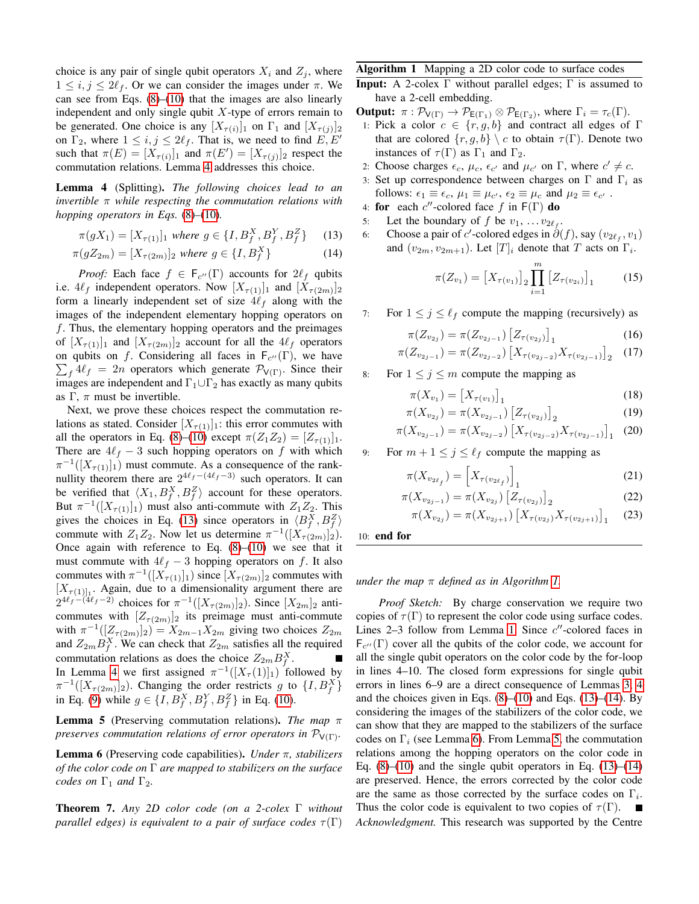choice is any pair of single qubit operators $X_i$ and $Z_j$, where $1 \leq i, j \leq 2\ell_f$. Or we can consider the images under $\pi$. We can see from Eqs. (8)–(10) that the images are also linearly independent and only single qubit $X$-type of errors remain to be generated. One choice is any $[X_{\tau(i)}]_1$ on $\Gamma_1$ and $[X_{\tau(j)}]_2$ on $\Gamma_2$, where $1 \leq i, j \leq 2\ell_f$. That is, we need to find $E, E'$ such that $\pi(E) = [X_{\tau(i)}]_1$ and $\pi(E') = [X_{\tau(j)}]_2$ respect the commutation relations. Lemma 4 addresses this choice.

**Lemma 4** (Splitting). *The following choices lead to an invertible $\pi$ while respecting the commutation relations with hopping operators in Eqs. (8)–(10).*

$$\pi(gX_1) = [X_{\tau(1)}]_1 \text{ where } g \in \{I, B_f^X, B_f^Y, B_f^Z\} \quad (13)$$

$$\pi(gZ_{2m}) = [X_{\tau(2m)}]_2 \text{ where } g \in \{I, B_f^X\} \quad (14)$$

*Proof:* Each face $f \in \mathsf{F}_{c''}(\Gamma)$ accounts for $2\ell_f$ qubits i.e. $4\ell_f$ independent operators. Now $[X_{\tau(1)}]_1$ and $[X_{\tau(2m)}]_2$ form a linearly independent set of size $4\ell_f$ along with the images of the independent elementary hopping operators on $f$. Thus, the elementary hopping operators and the preimages of $[X_{\tau(1)}]_1$ and $[X_{\tau(2m)}]_2$ account for all the $4\ell_f$ operators on qubits on $f$. Considering all faces in $\mathsf{F}_{c''}(\Gamma)$, we have $\sum_f 4\ell_f = 2n$ operators which generate $\mathcal{P}_{\mathsf{V}(\Gamma)}$. Since their images are independent and $\Gamma_1 \cup \Gamma_2$ has exactly as many qubits as $\Gamma$, $\pi$ must be invertible.

Next, we prove these choices respect the commutation relations as stated. Consider $[X_{\tau(1)}]_1$: this error commutes with all the operators in Eq. (8)–(10) except $\pi(Z_1 Z_2) = [Z_{\tau(1)}]_1$. There are $4\ell_f - 3$ such hopping operators on $f$ with which $\pi^{-1}([X_{\tau(1)}]_1)$ must commute. As a consequence of the rank-nullity theorem there are $2^{4\ell_f - (4\ell_f - 3)}$ such operators. It can be verified that $\langle X_1, B_f^X, B_f^Z \rangle$ account for these operators. But $\pi^{-1}([X_{\tau(1)}]_1)$ must also anti-commute with $Z_1 Z_2$. This gives the choices in Eq. (13) since operators in $\langle B_f^X, B_f^Z \rangle$ commute with $Z_1 Z_2$. Now let us determine $\pi^{-1}([X_{\tau(2m)}]_2)$. Once again with reference to Eq. (8)–(10) we see that it must commute with $4\ell_f - 3$ hopping operators on $f$. It also commutes with $\pi^{-1}([X_{\tau(1)}]_1)$ since $[X_{\tau(2m)}]_2$ commutes with $[X_{\tau(1)}]_1$. Again, due to a dimensionality argument there are $2^{4\ell_f - (4\ell_f - 2)}$ choices for $\pi^{-1}([X_{\tau(2m)}]_2)$. Since $[X_{2m}]_2$ anti-commutes with $[Z_{\tau(2m)}]_2$ its preimage must anti-commute with $\pi^{-1}([Z_{\tau(2m)}]_2) = X_{2m-1} X_{2m}$ giving two choices $Z_{2m}$ and $Z_{2m} B_f^X$. We can check that $Z_{2m}$ satisfies all the required commutation relations as does the choice $Z_{2m} B_f^X$. ∎

In Lemma 4 we first assigned $\pi^{-1}([X_\tau(1)]_1)$ followed by $\pi^{-1}([X_{\tau(2m)}]_2)$. Changing the order restricts $g$ to $\{I, B_f^X\}$ in Eq. (9) while $g \in \{I, B_f^X, B_f^Y, B_f^Z\}$ in Eq. (10).

**Lemma 5** (Preserving commutation relations). *The map $\pi$ preserves commutation relations of error operators in $\mathcal{P}_{\mathsf{V}(\Gamma)}$.*

**Lemma 6** (Preserving code capabilities). *Under $\pi$, stabilizers of the color code on $\Gamma$ are mapped to stabilizers on the surface codes on $\Gamma_1$ and $\Gamma_2$.*

**Theorem 7.** *Any 2D color code (on a 2-colex $\Gamma$ without parallel edges) is equivalent to a pair of surface codes $\tau(\Gamma)$ under the map $\pi$ defined as in Algorithm 1.*

---

**Algorithm 1** Mapping a 2D color code to surface codes

**Input:** A 2-colex $\Gamma$ without parallel edges; $\Gamma$ is assumed to have a 2-cell embedding.

**Output:** $\pi : \mathcal{P}_{\mathsf{V}(\Gamma)} \to \mathcal{P}_{\mathsf{E}(\Gamma_1)} \otimes \mathcal{P}_{\mathsf{E}(\Gamma_2)}$, where $\Gamma_i = \tau_c(\Gamma)$.

1: Pick a color $c \in \{r, g, b\}$ and contract all edges of $\Gamma$ that are colored $\{r, g, b\} \setminus c$ to obtain $\tau(\Gamma)$. Denote two instances of $\tau(\Gamma)$ as $\Gamma_1$ and $\Gamma_2$.

2: Choose charges $\epsilon_c$, $\mu_c$, $\epsilon_{c'}$ and $\mu_{c'}$ on $\Gamma$, where $c' \neq c$.

3: Set up correspondence between charges on $\Gamma$ and $\Gamma_i$ as follows: $\epsilon_1 \equiv \epsilon_c$, $\mu_1 \equiv \mu_{c'}$, $\epsilon_2 \equiv \mu_c$ and $\mu_2 \equiv \epsilon_{c'}$.

4: **for** each $c''$-colored face $f$ in $\mathsf{F}(\Gamma)$ **do**

5: Let the boundary of $f$ be $v_1, \ldots v_{2\ell_f}$.

6: Choose a pair of $c'$-colored edges in $\partial(f)$, say $(v_{2\ell_f}, v_1)$ and $(v_{2m}, v_{2m+1})$. Let $[T]_i$ denote that $T$ acts on $\Gamma_i$.

$$\pi(Z_{v_1}) = \left[X_{\tau(v_1)}\right]_2 \prod_{i=1}^{m} \left[Z_{\tau(v_{2i})}\right]_1 \quad (15)$$

7: For $1 \leq j \leq \ell_f$ compute the mapping (recursively) as

$$\pi(Z_{v_{2j}}) = \pi(Z_{v_{2j-1}}) \left[Z_{\tau(v_{2j})}\right]_1 \quad (16)$$

$$\pi(Z_{v_{2j-1}}) = \pi(Z_{v_{2j-2}}) \left[X_{\tau(v_{2j-2})} X_{\tau(v_{2j-1})}\right]_2 \quad (17)$$

8: For $1 \leq j \leq m$ compute the mapping as

$$\pi(X_{v_1}) = \left[X_{\tau(v_1)}\right]_1 \quad (18)$$

$$\pi(X_{v_{2j}}) = \pi(X_{v_{2j-1}}) \left[Z_{\tau(v_{2j})}\right]_2 \quad (19)$$

$$\pi(X_{v_{2j-1}}) = \pi(X_{v_{2j-2}}) \left[X_{\tau(v_{2j-2})} X_{\tau(v_{2j-1})}\right]_1 \quad (20)$$

9: For $m+1 \leq j \leq \ell_f$ compute the mapping as

$$\pi(X_{v_{2\ell_f}}) = \left[X_{\tau(v_{2\ell_f})}\right]_1 \quad (21)$$

$$\pi(X_{v_{2j-1}}) = \pi(X_{v_{2j}}) \left[Z_{\tau(v_{2j})}\right]_2 \quad (22)$$

$$\pi(X_{v_{2j}}) = \pi(X_{v_{2j+1}}) \left[X_{\tau(v_{2j})} X_{\tau(v_{2j+1})}\right]_1 \quad (23)$$

10: **end for**

---

*Proof Sketch:* By charge conservation we require two copies of $\tau(\Gamma)$ to represent the color code using surface codes. Lines 2–3 follow from Lemma 1. Since $c''$-colored faces in $\mathsf{F}_{c''}(\Gamma)$ cover all the qubits of the color code, we account for all the single qubit operators on the color code by the for-loop in lines 4–10. The closed form expressions for single qubit errors in lines 6–9 are a direct consequence of Lemmas 3, 4 and the choices given in Eqs. (8)–(10) and Eqs. (13)–(14). By considering the images of the stabilizers of the color code, we can show that they are mapped to the stabilizers of the surface codes on $\Gamma_i$ (see Lemma 6). From Lemma 5, the commutation relations among the hopping operators on the color code in Eq. (8)–(10) and the single qubit operators in Eq. (13)–(14) are preserved. Hence, the errors corrected by the color code are the same as those corrected by the surface codes on $\Gamma_i$. Thus the color code is equivalent to two copies of $\tau(\Gamma)$. ∎

*Acknowledgment.* This research was supported by the Centre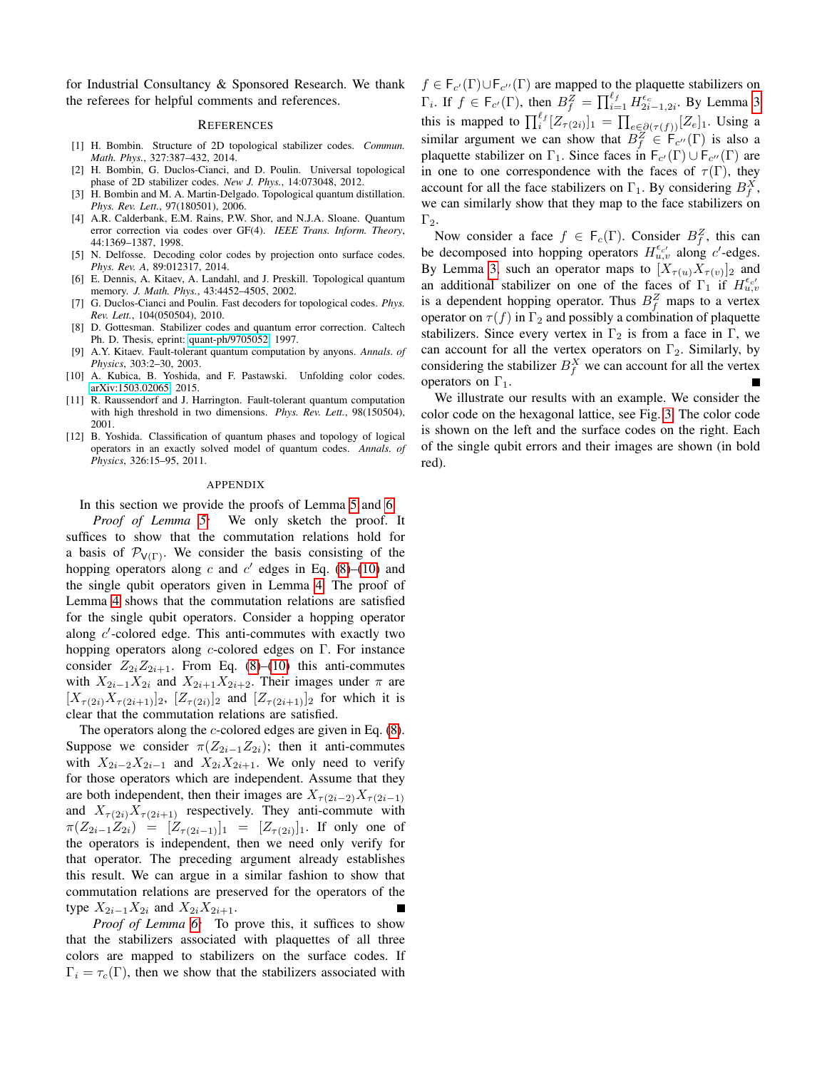for Industrial Consultancy & Sponsored Research. We thank the referees for helpful comments and references.

## References

[1] H. Bombin. Structure of 2D topological stabilizer codes. *Commun. Math. Phys.*, 327:387–432, 2014.

[2] H. Bombin, G. Duclos-Cianci, and D. Poulin. Universal topological phase of 2D stabilizer codes. *New J. Phys.*, 14:073048, 2012.

[3] H. Bombin and M. A. Martin-Delgado. Topological quantum distillation. *Phys. Rev. Lett.*, 97(180501), 2006.

[4] A.R. Calderbank, E.M. Rains, P.W. Shor, and N.J.A. Sloane. Quantum error correction via codes over GF(4). *IEEE Trans. Inform. Theory*, 44:1369–1387, 1998.

[5] N. Delfosse. Decoding color codes by projection onto surface codes. *Phys. Rev. A*, 89:012317, 2014.

[6] E. Dennis, A. Kitaev, A. Landahl, and J. Preskill. Topological quantum memory. *J. Math. Phys.*, 43:4452–4505, 2002.

[7] G. Duclos-Cianci and Poulin. Fast decoders for topological codes. *Phys. Rev. Lett.*, 104(050504), 2010.

[8] D. Gottesman. Stabilizer codes and quantum error correction. Caltech Ph. D. Thesis, eprint: quant-ph/9705052, 1997.

[9] A.Y. Kitaev. Fault-tolerant quantum computation by anyons. *Annals. of Physics*, 303:2–30, 2003.

[10] A. Kubica, B. Yoshida, and F. Pastawski. Unfolding color codes. arXiv:1503.02065, 2015.

[11] R. Raussendorf and J. Harrington. Fault-tolerant quantum computation with high threshold in two dimensions. *Phys. Rev. Lett.*, 98(150504), 2001.

[12] B. Yoshida. Classification of quantum phases and topology of logical operators in an exactly solved model of quantum codes. *Annals. of Physics*, 326:15–95, 2011.

## Appendix

In this section we provide the proofs of Lemma 5 and 6.

*Proof of Lemma 5:* We only sketch the proof. It suffices to show that the commutation relations hold for a basis of $\mathcal{P}_{\mathsf{V}(\Gamma)}$. We consider the basis consisting of the hopping operators along $c$ and $c'$ edges in Eq. (8)–(10) and the single qubit operators given in Lemma 4. The proof of Lemma 4 shows that the commutation relations are satisfied for the single qubit operators. Consider a hopping operator along $c'$-colored edge. This anti-commutes with exactly two hopping operators along $c$-colored edges on $\Gamma$. For instance consider $Z_{2i}Z_{2i+1}$. From Eq. (8)–(10) this anti-commutes with $X_{2i-1}X_{2i}$ and $X_{2i+1}X_{2i+2}$. Their images under $\pi$ are $[X_{\tau(2i)}X_{\tau(2i+1)}]_2$, $[Z_{\tau(2i)}]_2$ and $[Z_{\tau(2i+1)}]_2$ for which it is clear that the commutation relations are satisfied.

The operators along the $c$-colored edges are given in Eq. (8). Suppose we consider $\pi(Z_{2i-1}Z_{2i})$; then it anti-commutes with $X_{2i-2}X_{2i-1}$ and $X_{2i}X_{2i+1}$. We only need to verify for those operators which are independent. Assume that they are both independent, then their images are $X_{\tau(2i-2)}X_{\tau(2i-1)}$ and $X_{\tau(2i)}X_{\tau(2i+1)}$ respectively. They anti-commute with $\pi(Z_{2i-1}Z_{2i}) = [Z_{\tau(2i-1)}]_1 = [Z_{\tau(2i)}]_1$. If only one of the operators is independent, then we need only verify for that operator. The preceding argument already establishes this result. We can argue in a similar fashion to show that commutation relations are preserved for the operators of the type $X_{2i-1}X_{2i}$ and $X_{2i}X_{2i+1}$. ∎

*Proof of Lemma 6:* To prove this, it suffices to show that the stabilizers associated with plaquettes of all three colors are mapped to stabilizers on the surface codes. If $\Gamma_i = \tau_c(\Gamma)$, then we show that the stabilizers associated with $f \in \mathsf{F}_{c'}(\Gamma) \cup \mathsf{F}_{c''}(\Gamma)$ are mapped to the plaquette stabilizers on $\Gamma_i$. If $f \in \mathsf{F}_{c'}(\Gamma)$, then $B_f^Z = \prod_{i=1}^{\ell_f} H_{2i-1,2i}^{\epsilon_c}$. By Lemma 3 this is mapped to $\prod_i^{\ell_f}[Z_{\tau(2i)}]_1 = \prod_{e\in\partial(\tau(f))}[Z_e]_1$. Using a similar argument we can show that $B_f^Z \in \mathsf{F}_{c''}(\Gamma)$ is also a plaquette stabilizer on $\Gamma_1$. Since faces in $\mathsf{F}_{c'}(\Gamma) \cup \mathsf{F}_{c''}(\Gamma)$ are in one to one correspondence with the faces of $\tau(\Gamma)$, they account for all the face stabilizers on $\Gamma_1$. By considering $B_f^X$, we can similarly show that they map to the face stabilizers on $\Gamma_2$.

Now consider a face $f \in \mathsf{F}_c(\Gamma)$. Consider $B_f^Z$, this can be decomposed into hopping operators $H_{u,v}^{\epsilon_{c'}}$ along $c'$-edges. By Lemma 3, such an operator maps to $[X_{\tau(u)}X_{\tau(v)}]_2$ and an additional stabilizer on one of the faces of $\Gamma_1$ if $H_{u,v}^{\epsilon_{c'}}$ is a dependent hopping operator. Thus $B_f^Z$ maps to a vertex operator on $\tau(f)$ in $\Gamma_2$ and possibly a combination of plaquette stabilizers. Since every vertex in $\Gamma_2$ is from a face in $\Gamma$, we can account for all the vertex operators on $\Gamma_2$. Similarly, by considering the stabilizer $B_f^X$ we can account for all the vertex operators on $\Gamma_1$. ∎

We illustrate our results with an example. We consider the color code on the hexagonal lattice, see Fig. 3. The color code is shown on the left and the surface codes on the right. Each of the single qubit errors and their images are shown (in bold red).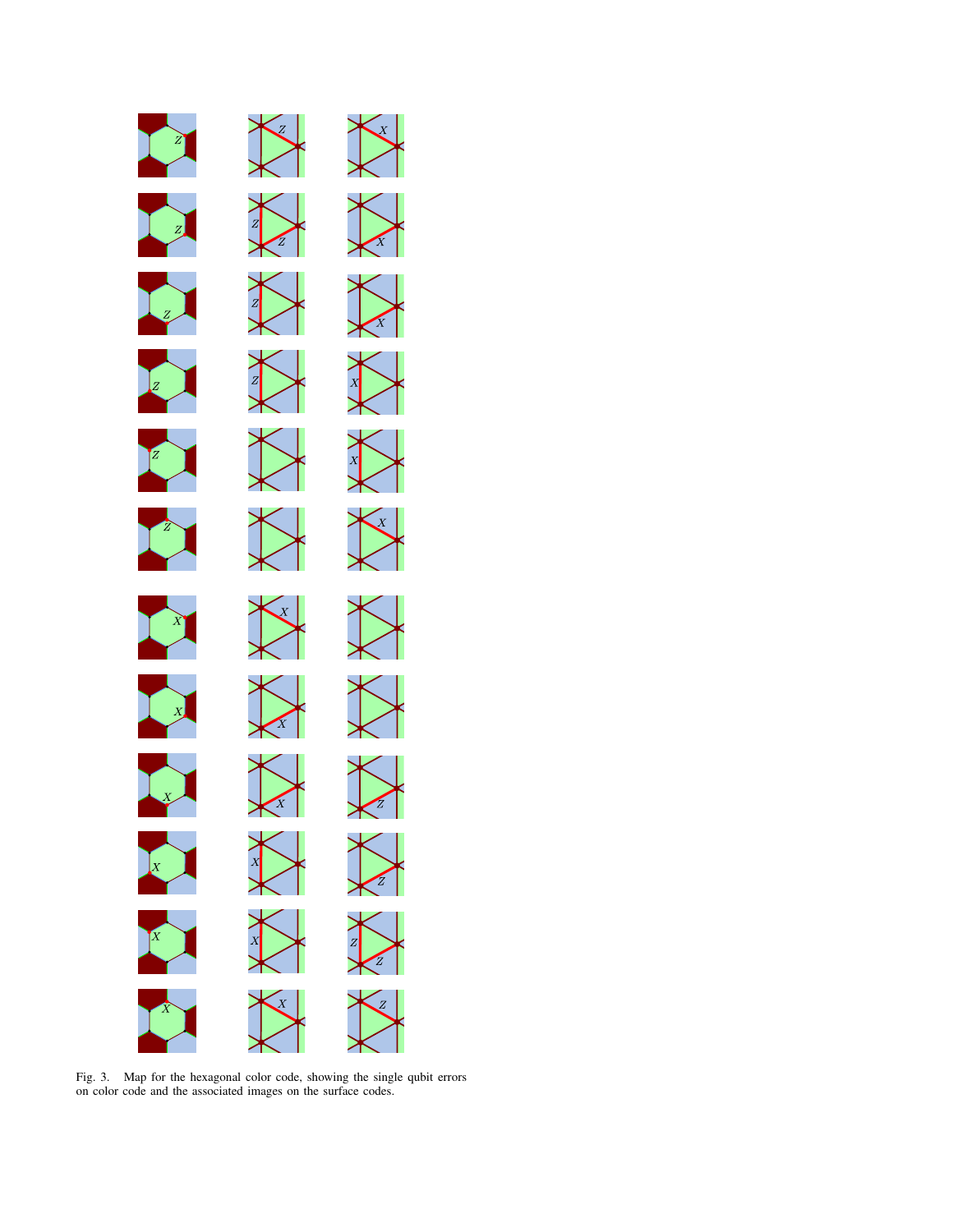Fig. 3. Map for the hexagonal color code, showing the single qubit errors on color code and the associated images on the surface codes.